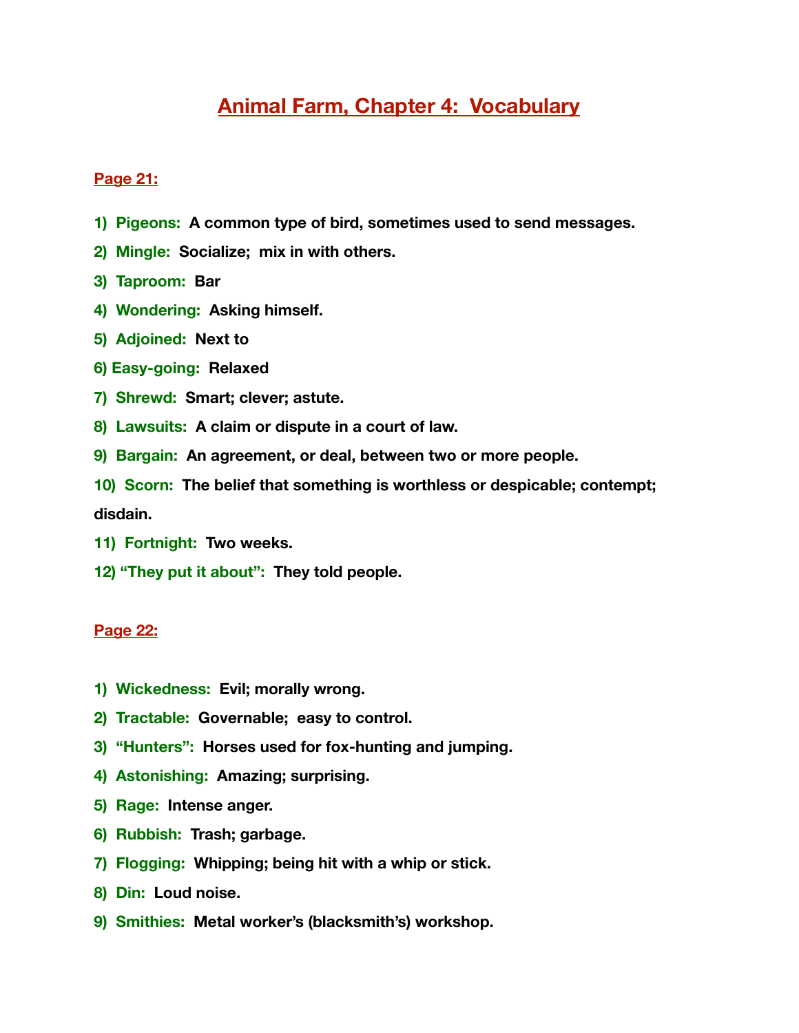# Animal Farm, Chapter 4: Vocabulary

## Page 21:

1) **Pigeons:** **A common type of bird, sometimes used to send messages.**
2) **Mingle:** **Socialize; mix in with others.**
3) **Taproom:** **Bar**
4) **Wondering:** **Asking himself.**
5) **Adjoined:** **Next to**
6) **Easy-going:** **Relaxed**
7) **Shrewd:** **Smart; clever; astute.**
8) **Lawsuits:** **A claim or dispute in a court of law.**
9) **Bargain:** **An agreement, or deal, between two or more people.**
10) **Scorn:** **The belief that something is worthless or despicable; contempt; disdain.**
11) **Fortnight:** **Two weeks.**
12) **"They put it about":** **They told people.**

## Page 22:

1) **Wickedness:** **Evil; morally wrong.**
2) **Tractable:** **Governable; easy to control.**
3) **"Hunters":** **Horses used for fox-hunting and jumping.**
4) **Astonishing:** **Amazing; surprising.**
5) **Rage:** **Intense anger.**
6) **Rubbish:** **Trash; garbage.**
7) **Flogging:** **Whipping; being hit with a whip or stick.**
8) **Din:** **Loud noise.**
9) **Smithies:** **Metal worker's (blacksmith's) workshop.**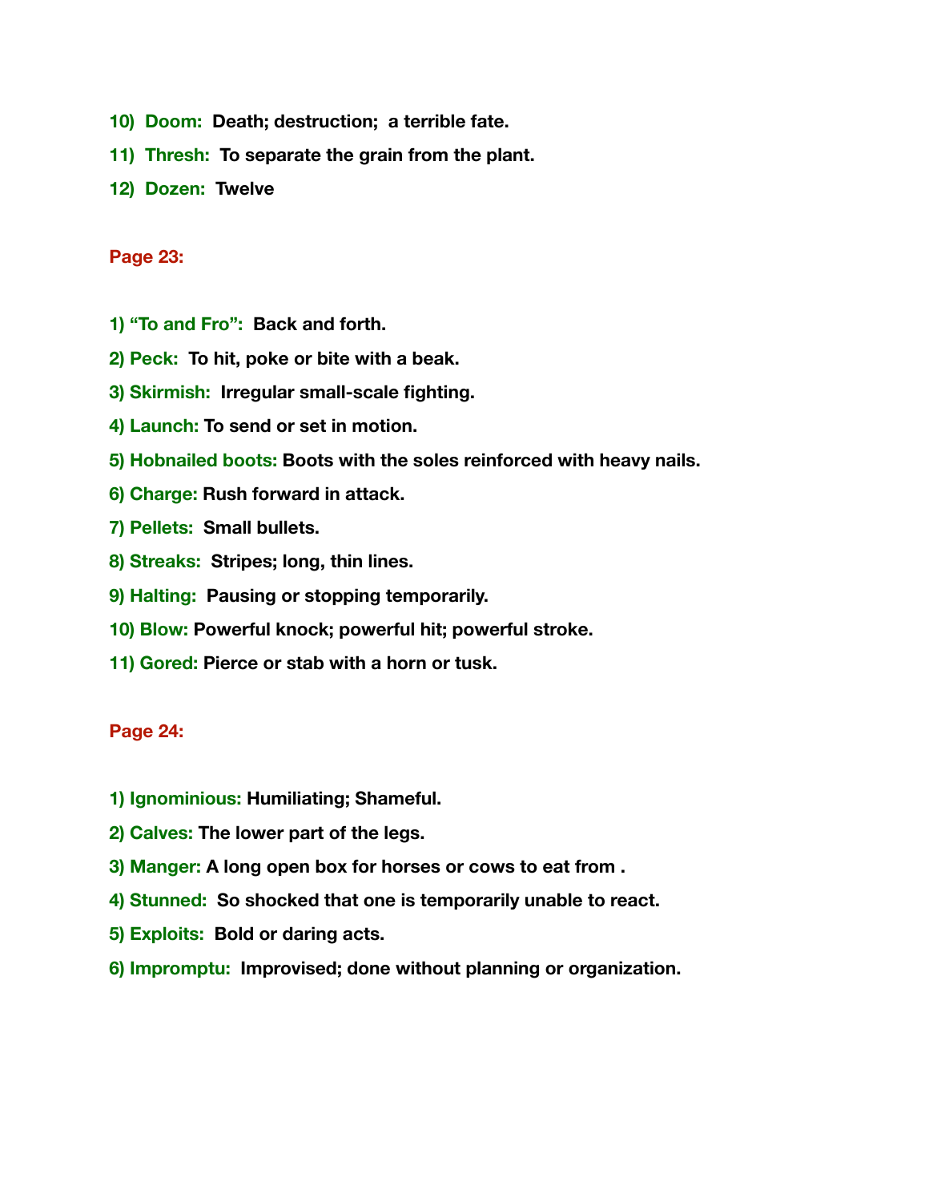10) **Doom:** **Death; destruction; a terrible fate.**

11) **Thresh:** **To separate the grain from the plant.**

12) **Dozen:** **Twelve**

**Page 23:**

1) **“To and Fro”:** **Back and forth.**

2) **Peck:** **To hit, poke or bite with a beak.**

3) **Skirmish:** **Irregular small-scale fighting.**

4) **Launch:** **To send or set in motion.**

5) **Hobnailed boots:** **Boots with the soles reinforced with heavy nails.**

6) **Charge:** **Rush forward in attack.**

7) **Pellets:** **Small bullets.**

8) **Streaks:** **Stripes; long, thin lines.**

9) **Halting:** **Pausing or stopping temporarily.**

10) **Blow:** **Powerful knock; powerful hit; powerful stroke.**

11) **Gored:** **Pierce or stab with a horn or tusk.**

**Page 24:**

1) **Ignominious:** **Humiliating; Shameful.**

2) **Calves:** **The lower part of the legs.**

3) **Manger:** **A long open box for horses or cows to eat from .**

4) **Stunned:** **So shocked that one is temporarily unable to react.**

5) **Exploits:** **Bold or daring acts.**

6) **Impromptu:** **Improvised; done without planning or organization.**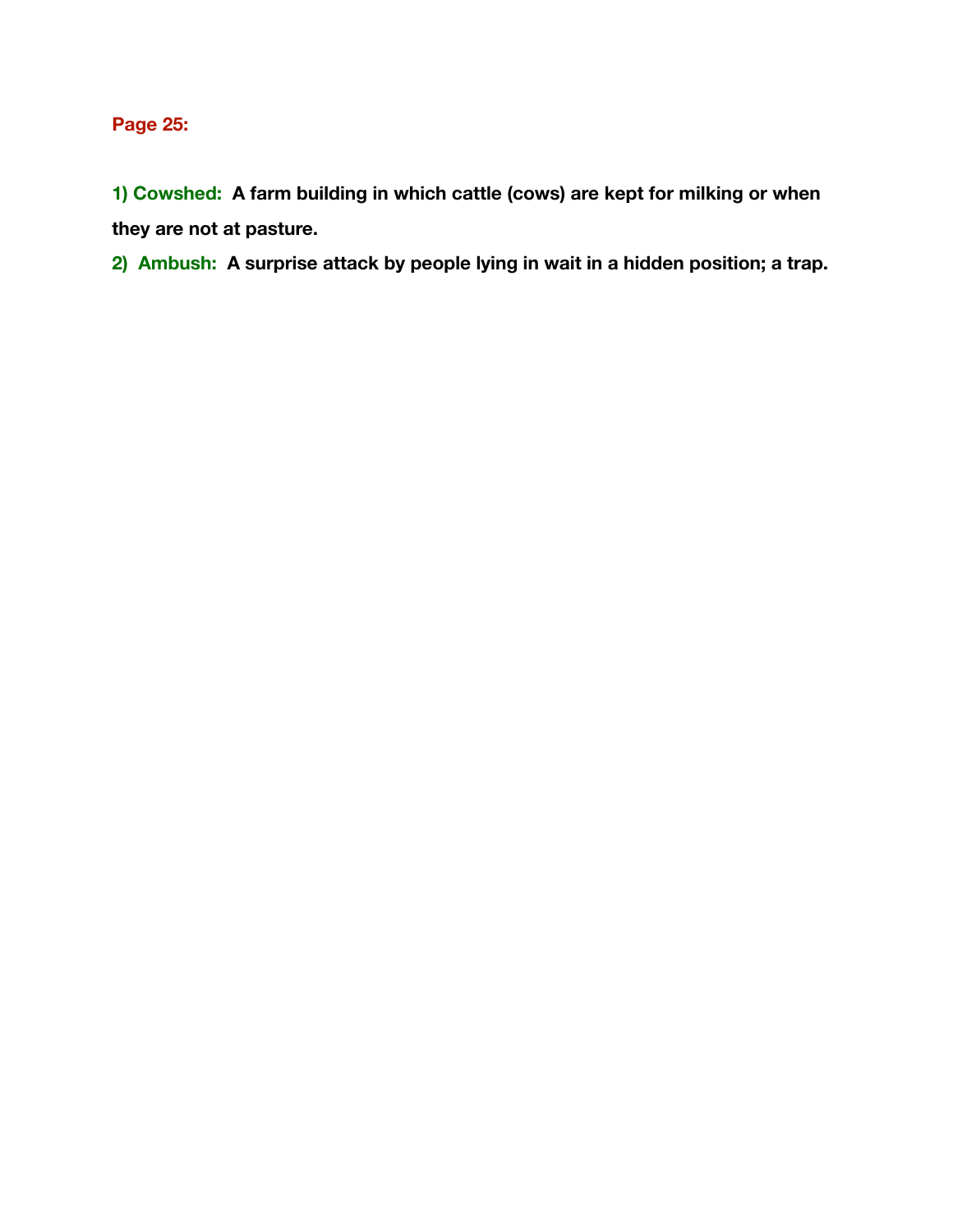**Page 25:**

1) **Cowshed:** **A farm building in which cattle (cows) are kept for milking or when they are not at pasture.**

2) **Ambush:** **A surprise attack by people lying in wait in a hidden position; a trap.**